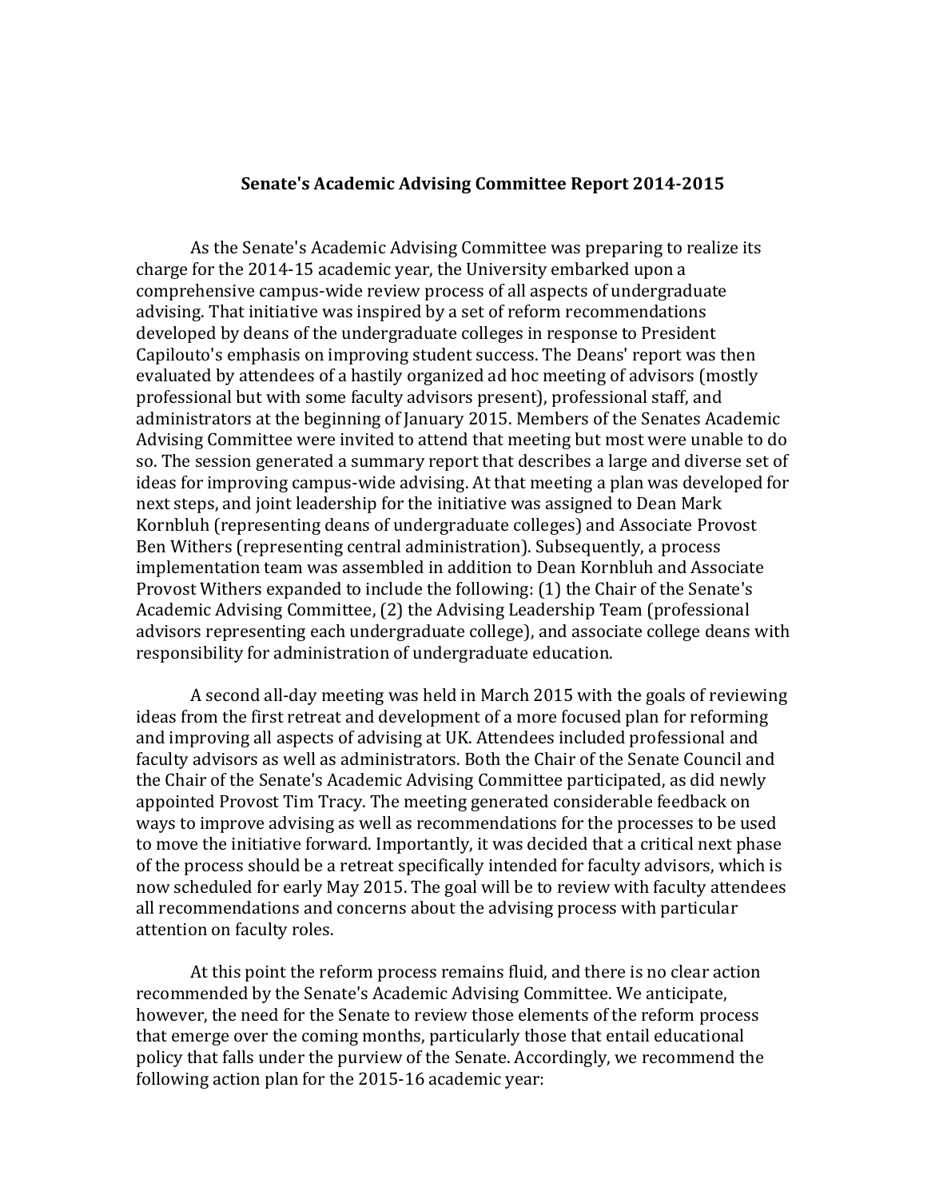# Senate's Academic Advising Committee Report 2014-2015

As the Senate's Academic Advising Committee was preparing to realize its charge for the 2014-15 academic year, the University embarked upon a comprehensive campus-wide review process of all aspects of undergraduate advising. That initiative was inspired by a set of reform recommendations developed by deans of the undergraduate colleges in response to President Capilouto's emphasis on improving student success. The Deans' report was then evaluated by attendees of a hastily organized ad hoc meeting of advisors (mostly professional but with some faculty advisors present), professional staff, and administrators at the beginning of January 2015. Members of the Senates Academic Advising Committee were invited to attend that meeting but most were unable to do so. The session generated a summary report that describes a large and diverse set of ideas for improving campus-wide advising. At that meeting a plan was developed for next steps, and joint leadership for the initiative was assigned to Dean Mark Kornbluh (representing deans of undergraduate colleges) and Associate Provost Ben Withers (representing central administration). Subsequently, a process implementation team was assembled in addition to Dean Kornbluh and Associate Provost Withers expanded to include the following: (1) the Chair of the Senate's Academic Advising Committee, (2) the Advising Leadership Team (professional advisors representing each undergraduate college), and associate college deans with responsibility for administration of undergraduate education.

A second all-day meeting was held in March 2015 with the goals of reviewing ideas from the first retreat and development of a more focused plan for reforming and improving all aspects of advising at UK. Attendees included professional and faculty advisors as well as administrators. Both the Chair of the Senate Council and the Chair of the Senate's Academic Advising Committee participated, as did newly appointed Provost Tim Tracy. The meeting generated considerable feedback on ways to improve advising as well as recommendations for the processes to be used to move the initiative forward. Importantly, it was decided that a critical next phase of the process should be a retreat specifically intended for faculty advisors, which is now scheduled for early May 2015. The goal will be to review with faculty attendees all recommendations and concerns about the advising process with particular attention on faculty roles.

At this point the reform process remains fluid, and there is no clear action recommended by the Senate's Academic Advising Committee. We anticipate, however, the need for the Senate to review those elements of the reform process that emerge over the coming months, particularly those that entail educational policy that falls under the purview of the Senate. Accordingly, we recommend the following action plan for the 2015-16 academic year: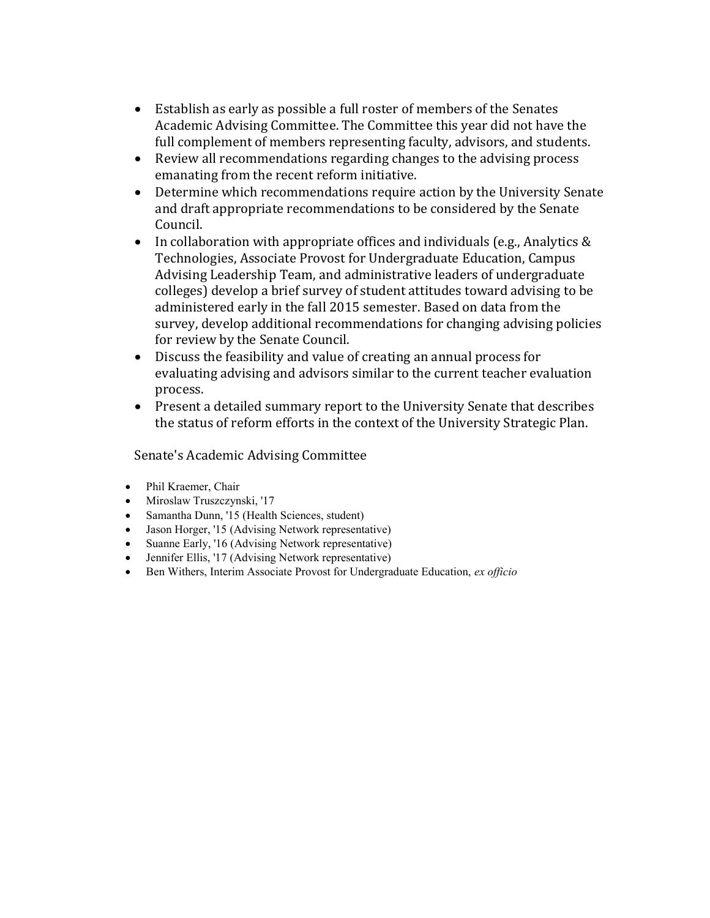- Establish as early as possible a full roster of members of the Senates Academic Advising Committee. The Committee this year did not have the full complement of members representing faculty, advisors, and students.
- Review all recommendations regarding changes to the advising process emanating from the recent reform initiative.
- Determine which recommendations require action by the University Senate and draft appropriate recommendations to be considered by the Senate Council.
- In collaboration with appropriate offices and individuals (e.g., Analytics & Technologies, Associate Provost for Undergraduate Education, Campus Advising Leadership Team, and administrative leaders of undergraduate colleges) develop a brief survey of student attitudes toward advising to be administered early in the fall 2015 semester. Based on data from the survey, develop additional recommendations for changing advising policies for review by the Senate Council.
- Discuss the feasibility and value of creating an annual process for evaluating advising and advisors similar to the current teacher evaluation process.
- Present a detailed summary report to the University Senate that describes the status of reform efforts in the context of the University Strategic Plan.

Senate's Academic Advising Committee

- Phil Kraemer, Chair
- Miroslaw Truszczynski, '17
- Samantha Dunn, '15 (Health Sciences, student)
- Jason Horger, '15 (Advising Network representative)
- Suanne Early, '16 (Advising Network representative)
- Jennifer Ellis, '17 (Advising Network representative)
- Ben Withers, Interim Associate Provost for Undergraduate Education, *ex officio*